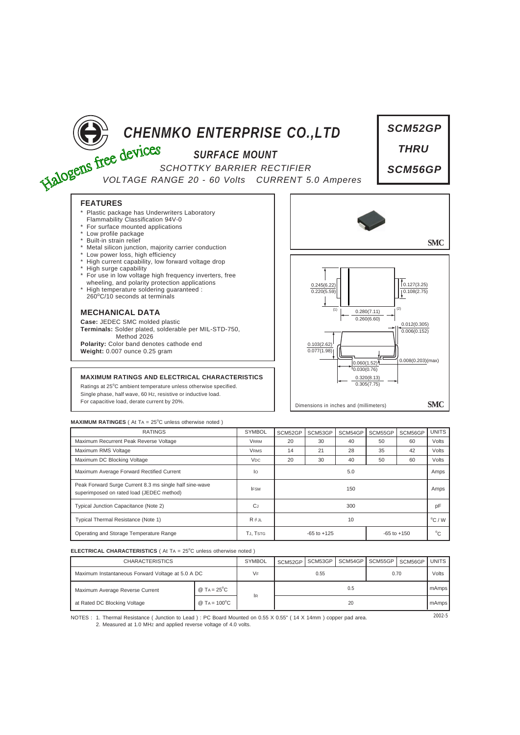# CHENMKO ENTERPRISE CO.,LTD

Halogens free devices

## SURFACE MOUNT

SCHOTTKY BARRIER RECTIFIER

VOLTAGE RANGE 20 - 60 Volts CURRENT 5.0 Amperes

**SCM52GP THRU SCM56GP**

### FEATURES

* Plastic package has Underwriters Laboratory Flammability Classification 94V-0
* For surface mounted applications
* Low profile package
* Built-in strain relief
* Metal silicon junction, majority carrier conduction
* Low power loss, high efficiency
* High current capability, low forward voltage drop
* High surge capability
* For use in low voltage high frequency inverters, free wheeling, and polarity protection applications
* High temperature soldering guaranteed : 260°C/10 seconds at terminals

### MECHANICAL DATA

**Case:** JEDEC SMC molded plastic
**Terminals:** Solder plated, solderable per MIL-STD-750, Method 2026
**Polarity:** Color band denotes cathode end
**Weight:** 0.007 ounce 0.25 gram

SMC

0.245(6.22) 0.220(5.59)
0.127(3.25) 0.108(2.75)
0.280(7.11) 0.260(6.60)
0.012(0.305) 0.006(0.152)
0.103(2.62) 0.077(1.98)
0.060(1.52) 0.030(0.76)
0.008(0.203)(max)
0.320(8.13) 0.305(7.75)

Dimensions in inches and (millimeters) SMC

### MAXIMUM RATINGS AND ELECTRICAL CHARACTERISTICS

Ratings at 25°C ambient temperature unless otherwise specified.
Single phase, half wave, 60 Hz, resistive or inductive load.
For capacitive load, derate current by 20%.

**MAXIMUM RATINGES** ( At $T_A$ = 25°C unless otherwise noted )

| RATINGS | SYMBOL | SCM52GP | SCM53GP | SCM54GP | SCM55GP | SCM56GP | UNITS |
|---|---|---|---|---|---|---|---|
| Maximum Recurrent Peak Reverse Voltage | $V_{RRM}$ | 20 | 30 | 40 | 50 | 60 | Volts |
| Maximum RMS Voltage | $V_{RMS}$ | 14 | 21 | 28 | 35 | 42 | Volts |
| Maximum DC Blocking Voltage | $V_{DC}$ | 20 | 30 | 40 | 50 | 60 | Volts |
| Maximum Average Forward Rectified Current | $I_O$ | 5.0 | | | | | Amps |
| Peak Forward Surge Current 8.3 ms single half sine-wave superimposed on rated load (JEDEC method) | $I_{FSM}$ | 150 | | | | | Amps |
| Typical Junction Capacitance (Note 2) | $C_J$ | 300 | | | | | pF |
| Typical Thermal Resistance (Note 1) | $R_{\theta JL}$ | 10 | | | | | °C / W |
| Operating and Storage Temperature Range | $T_J$, $T_{STG}$ | -65 to +125 | | | -65 to +150 | | °C |

**ELECTRICAL CHARACTERISTICS** ( At $T_A$ = 25°C unless otherwise noted )

| CHARACTERISTICS | | SYMBOL | SCM52GP | SCM53GP | SCM54GP | SCM55GP | SCM56GP | UNITS |
|---|---|---|---|---|---|---|---|---|
| Maximum Instantaneous Forward Voltage at 5.0 A DC | | $V_F$ | 0.55 | | | 0.70 | | Volts |
| Maximum Average Reverse Current | @ $T_A$ = 25°C | $I_R$ | 0.5 | | | | | mAmps |
| at Rated DC Blocking Voltage | @ $T_A$ = 100°C | | 20 | | | | | mAmps |

NOTES : 1. Thermal Resistance ( Junction to Lead ) : PC Board Mounted on 0.55 X 0.55" ( 14 X 14mm ) copper pad area.
2. Measured at 1.0 MHz and applied reverse voltage of 4.0 volts.

2002-5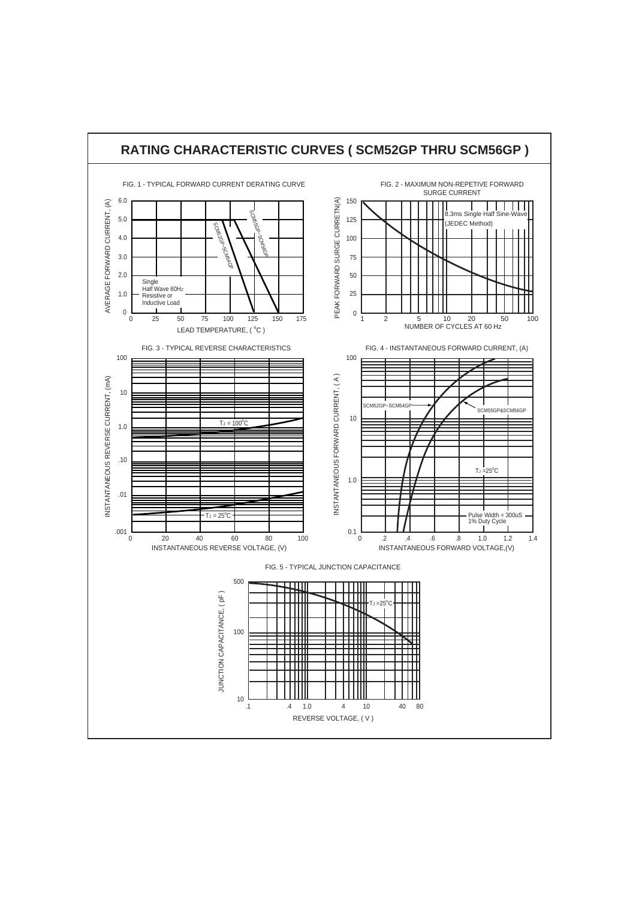# RATING CHARACTERISTIC CURVES ( SCM52GP THRU SCM56GP )

FIG. 1 - TYPICAL FORWARD CURRENT DERATING CURVE

AVERAGE FORWARD CURRENT, (A)

6.0
5.0
4.0
3.0
2.0
1.0
0

0 25 50 75 100 125 150 175

LEAD TEMPERATURE, ( °C )

SCM52GP~SCM54GP

SCM55GP~SCM56GP

Single
Half Wave 60Hz
Resistive or
Inductive Load

FIG. 2 - MAXIMUM NON-REPETIVE FORWARD SURGE CURRENT

PEAK FORWARD SURGE CURRETN(A)

150
125
100
75
50
25
0

1 2 5 10 20 50 100

NUMBER OF CYCLES AT 60 Hz

8.3ms Single Half Sine-Wave
(JEDEC Method)

FIG. 3 - TYPICAL REVERSE CHARACTERISTICS

INSTANTANEOUS REVERSE CURRENT, (mA)

100
10
1.0
.10
.01
.001

0 20 40 60 80 100

INSTANTANEOUS REVERSE VOLTAGE, (V)

$T_J$ = 100°C

$T_J$ = 25°C

FIG. 4 - INSTANTANEOUS FORWARD CURRENT, (A)

INSTANTANEOUS FORWARD CURRENT, ( A )

100
10
1.0
0.1

0 .2 .4 .6 .8 1.0 1.2 1.4

INSTANTANEOUS FORWARD VOLTAGE,(V)

SCM52GP~SCM54GP

SCM55GP&SCM56GP

$T_J$ =25°C

Pulse Width = 300uS
1% Duty Cycle

FIG. 5 - TYPICAL JUNCTION CAPACITANCE

JUNCTION CAPACITANCE, ( pF )

500
100
10

.1 .4 1.0 4 10 40 80

REVERSE VOLTAGE, ( V )

$T_J$ =25°C